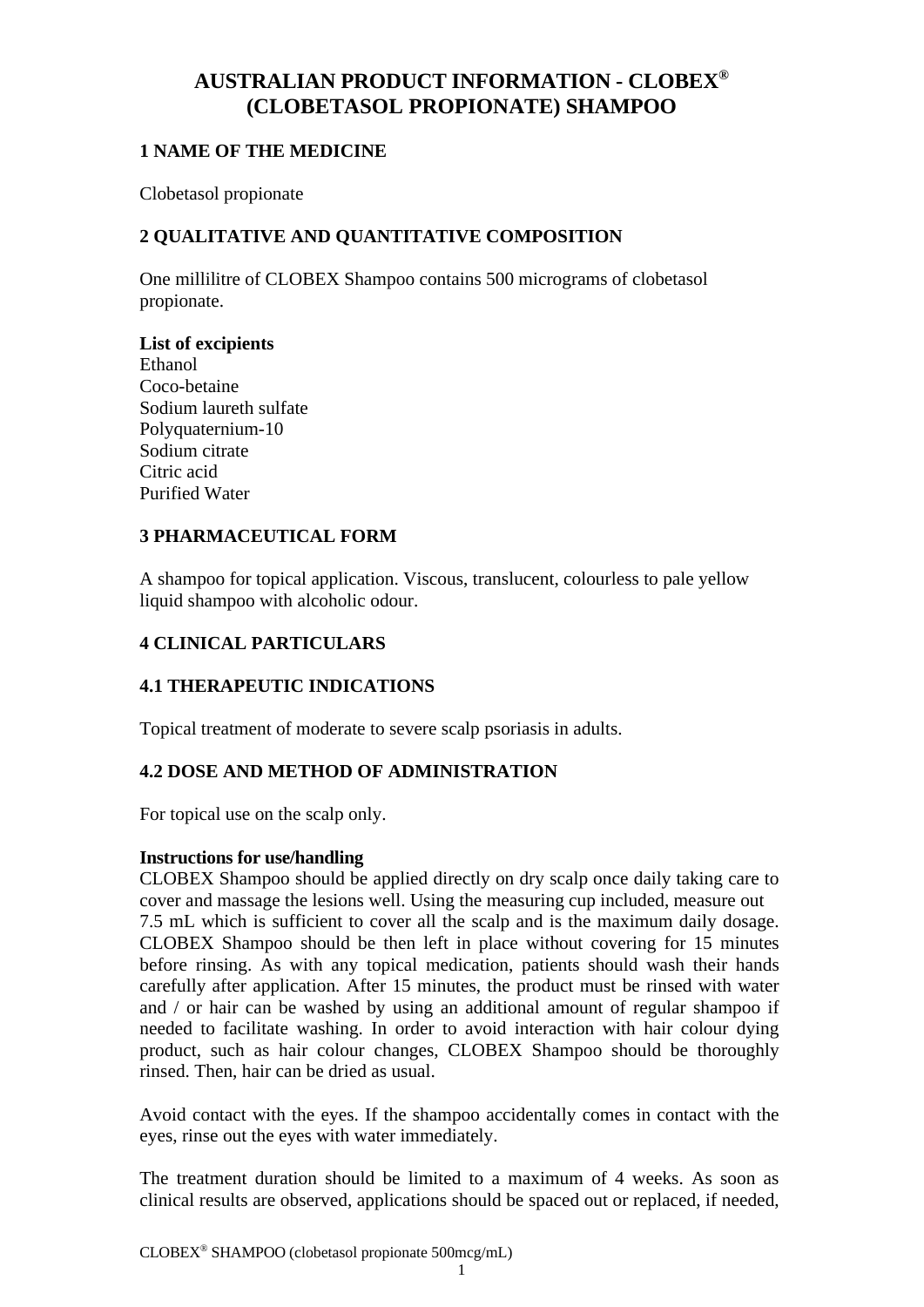# AUSTRALIAN PRODUCT INFORMATION - CLOBEX® (CLOBETASOL PROPIONATE) SHAMPOO

## 1 NAME OF THE MEDICINE

Clobetasol propionate

## 2 QUALITATIVE AND QUANTITATIVE COMPOSITION

One millilitre of CLOBEX Shampoo contains 500 micrograms of clobetasol propionate.

**List of excipients**
Ethanol
Coco-betaine
Sodium laureth sulfate
Polyquaternium-10
Sodium citrate
Citric acid
Purified Water

## 3 PHARMACEUTICAL FORM

A shampoo for topical application. Viscous, translucent, colourless to pale yellow liquid shampoo with alcoholic odour.

## 4 CLINICAL PARTICULARS

### 4.1 THERAPEUTIC INDICATIONS

Topical treatment of moderate to severe scalp psoriasis in adults.

### 4.2 DOSE AND METHOD OF ADMINISTRATION

For topical use on the scalp only.

**Instructions for use/handling**
CLOBEX Shampoo should be applied directly on dry scalp once daily taking care to cover and massage the lesions well. Using the measuring cup included, measure out 7.5 mL which is sufficient to cover all the scalp and is the maximum daily dosage. CLOBEX Shampoo should be then left in place without covering for 15 minutes before rinsing. As with any topical medication, patients should wash their hands carefully after application. After 15 minutes, the product must be rinsed with water and / or hair can be washed by using an additional amount of regular shampoo if needed to facilitate washing. In order to avoid interaction with hair colour dying product, such as hair colour changes, CLOBEX Shampoo should be thoroughly rinsed. Then, hair can be dried as usual.

Avoid contact with the eyes. If the shampoo accidentally comes in contact with the eyes, rinse out the eyes with water immediately.

The treatment duration should be limited to a maximum of 4 weeks. As soon as clinical results are observed, applications should be spaced out or replaced, if needed,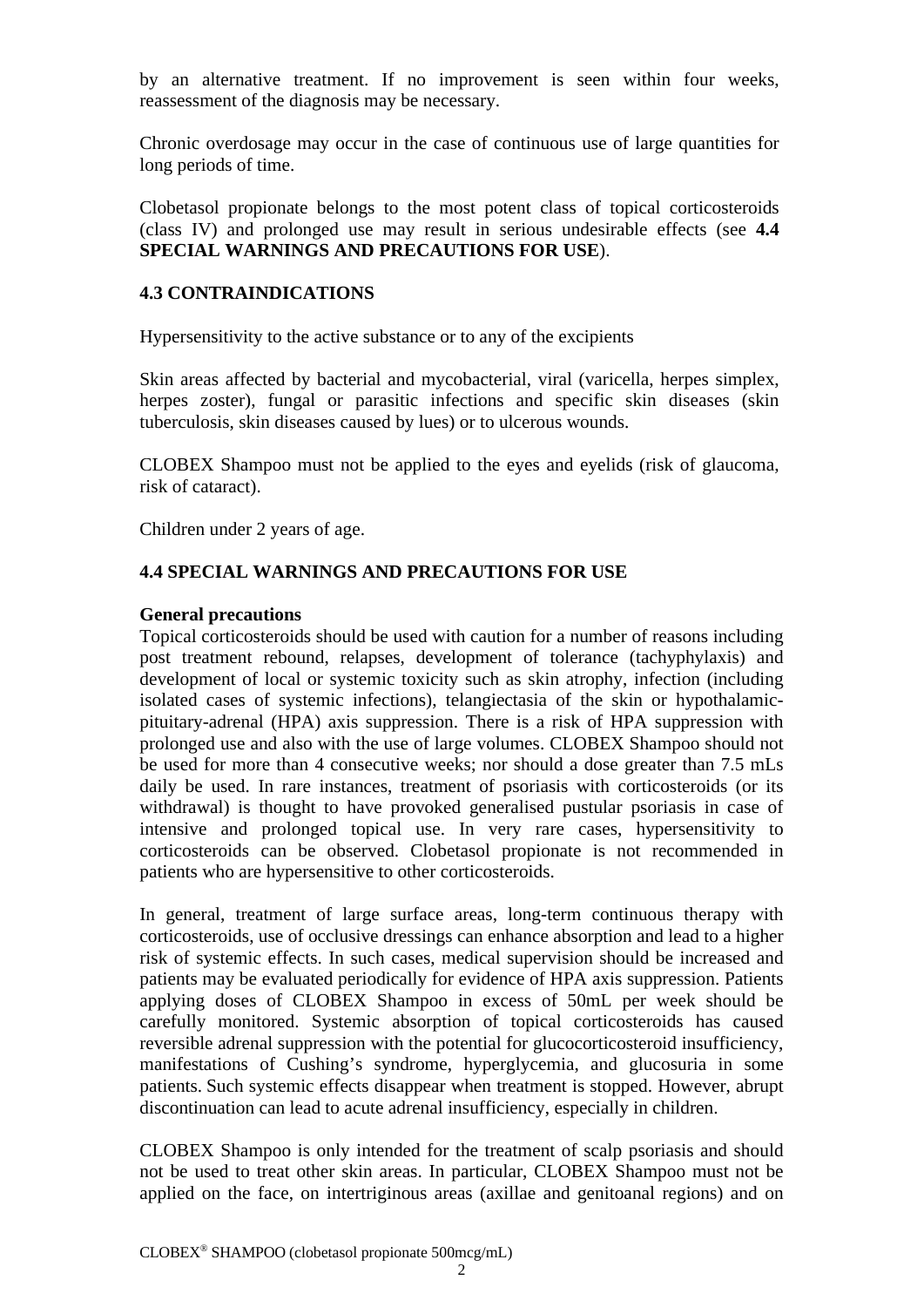by an alternative treatment. If no improvement is seen within four weeks, reassessment of the diagnosis may be necessary.

Chronic overdosage may occur in the case of continuous use of large quantities for long periods of time.

Clobetasol propionate belongs to the most potent class of topical corticosteroids (class IV) and prolonged use may result in serious undesirable effects (see **4.4 SPECIAL WARNINGS AND PRECAUTIONS FOR USE**).

## 4.3 CONTRAINDICATIONS

Hypersensitivity to the active substance or to any of the excipients

Skin areas affected by bacterial and mycobacterial, viral (varicella, herpes simplex, herpes zoster), fungal or parasitic infections and specific skin diseases (skin tuberculosis, skin diseases caused by lues) or to ulcerous wounds.

CLOBEX Shampoo must not be applied to the eyes and eyelids (risk of glaucoma, risk of cataract).

Children under 2 years of age.

## 4.4 SPECIAL WARNINGS AND PRECAUTIONS FOR USE

**General precautions**

Topical corticosteroids should be used with caution for a number of reasons including post treatment rebound, relapses, development of tolerance (tachyphylaxis) and development of local or systemic toxicity such as skin atrophy, infection (including isolated cases of systemic infections), telangiectasia of the skin or hypothalamic-pituitary-adrenal (HPA) axis suppression. There is a risk of HPA suppression with prolonged use and also with the use of large volumes. CLOBEX Shampoo should not be used for more than 4 consecutive weeks; nor should a dose greater than 7.5 mLs daily be used. In rare instances, treatment of psoriasis with corticosteroids (or its withdrawal) is thought to have provoked generalised pustular psoriasis in case of intensive and prolonged topical use. In very rare cases, hypersensitivity to corticosteroids can be observed. Clobetasol propionate is not recommended in patients who are hypersensitive to other corticosteroids.

In general, treatment of large surface areas, long-term continuous therapy with corticosteroids, use of occlusive dressings can enhance absorption and lead to a higher risk of systemic effects. In such cases, medical supervision should be increased and patients may be evaluated periodically for evidence of HPA axis suppression. Patients applying doses of CLOBEX Shampoo in excess of 50mL per week should be carefully monitored. Systemic absorption of topical corticosteroids has caused reversible adrenal suppression with the potential for glucocorticosteroid insufficiency, manifestations of Cushing's syndrome, hyperglycemia, and glucosuria in some patients. Such systemic effects disappear when treatment is stopped. However, abrupt discontinuation can lead to acute adrenal insufficiency, especially in children.

CLOBEX Shampoo is only intended for the treatment of scalp psoriasis and should not be used to treat other skin areas. In particular, CLOBEX Shampoo must not be applied on the face, on intertriginous areas (axillae and genitoanal regions) and on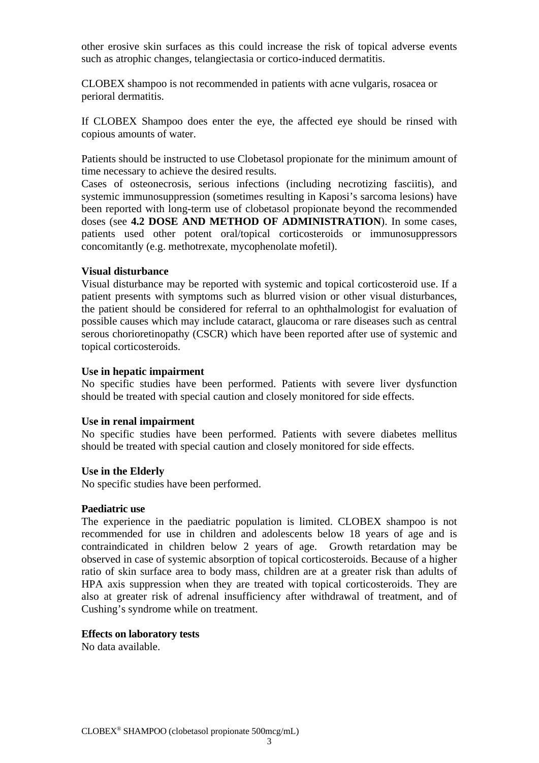other erosive skin surfaces as this could increase the risk of topical adverse events such as atrophic changes, telangiectasia or cortico-induced dermatitis.

CLOBEX shampoo is not recommended in patients with acne vulgaris, rosacea or perioral dermatitis.

If CLOBEX Shampoo does enter the eye, the affected eye should be rinsed with copious amounts of water.

Patients should be instructed to use Clobetasol propionate for the minimum amount of time necessary to achieve the desired results.
Cases of osteonecrosis, serious infections (including necrotizing fasciitis), and systemic immunosuppression (sometimes resulting in Kaposi's sarcoma lesions) have been reported with long-term use of clobetasol propionate beyond the recommended doses (see **4.2 DOSE AND METHOD OF ADMINISTRATION**). In some cases, patients used other potent oral/topical corticosteroids or immunosuppressors concomitantly (e.g. methotrexate, mycophenolate mofetil).

**Visual disturbance**
Visual disturbance may be reported with systemic and topical corticosteroid use. If a patient presents with symptoms such as blurred vision or other visual disturbances, the patient should be considered for referral to an ophthalmologist for evaluation of possible causes which may include cataract, glaucoma or rare diseases such as central serous chorioretinopathy (CSCR) which have been reported after use of systemic and topical corticosteroids.

**Use in hepatic impairment**
No specific studies have been performed. Patients with severe liver dysfunction should be treated with special caution and closely monitored for side effects.

**Use in renal impairment**
No specific studies have been performed. Patients with severe diabetes mellitus should be treated with special caution and closely monitored for side effects.

**Use in the Elderly**
No specific studies have been performed.

**Paediatric use**
The experience in the paediatric population is limited. CLOBEX shampoo is not recommended for use in children and adolescents below 18 years of age and is contraindicated in children below 2 years of age. Growth retardation may be observed in case of systemic absorption of topical corticosteroids. Because of a higher ratio of skin surface area to body mass, children are at a greater risk than adults of HPA axis suppression when they are treated with topical corticosteroids. They are also at greater risk of adrenal insufficiency after withdrawal of treatment, and of Cushing's syndrome while on treatment.

**Effects on laboratory tests**
No data available.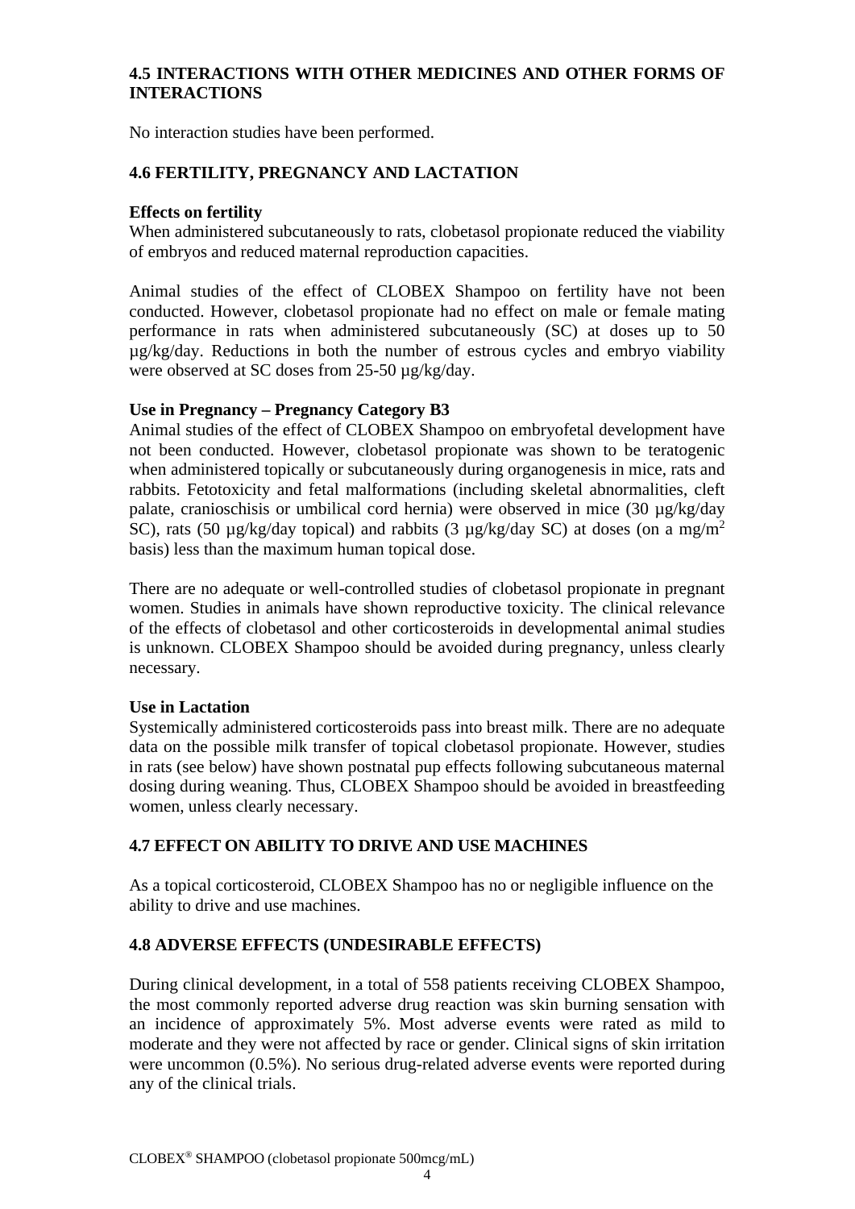## 4.5 INTERACTIONS WITH OTHER MEDICINES AND OTHER FORMS OF INTERACTIONS

No interaction studies have been performed.

## 4.6 FERTILITY, PREGNANCY AND LACTATION

**Effects on fertility**

When administered subcutaneously to rats, clobetasol propionate reduced the viability of embryos and reduced maternal reproduction capacities.

Animal studies of the effect of CLOBEX Shampoo on fertility have not been conducted. However, clobetasol propionate had no effect on male or female mating performance in rats when administered subcutaneously (SC) at doses up to 50 µg/kg/day. Reductions in both the number of estrous cycles and embryo viability were observed at SC doses from 25-50 µg/kg/day.

**Use in Pregnancy – Pregnancy Category B3**

Animal studies of the effect of CLOBEX Shampoo on embryofetal development have not been conducted. However, clobetasol propionate was shown to be teratogenic when administered topically or subcutaneously during organogenesis in mice, rats and rabbits. Fetotoxicity and fetal malformations (including skeletal abnormalities, cleft palate, cranioschisis or umbilical cord hernia) were observed in mice (30 µg/kg/day SC), rats (50 µg/kg/day topical) and rabbits (3 µg/kg/day SC) at doses (on a $mg/m^2$ basis) less than the maximum human topical dose.

There are no adequate or well-controlled studies of clobetasol propionate in pregnant women. Studies in animals have shown reproductive toxicity. The clinical relevance of the effects of clobetasol and other corticosteroids in developmental animal studies is unknown. CLOBEX Shampoo should be avoided during pregnancy, unless clearly necessary.

**Use in Lactation**

Systemically administered corticosteroids pass into breast milk. There are no adequate data on the possible milk transfer of topical clobetasol propionate. However, studies in rats (see below) have shown postnatal pup effects following subcutaneous maternal dosing during weaning. Thus, CLOBEX Shampoo should be avoided in breastfeeding women, unless clearly necessary.

## 4.7 EFFECT ON ABILITY TO DRIVE AND USE MACHINES

As a topical corticosteroid, CLOBEX Shampoo has no or negligible influence on the ability to drive and use machines.

## 4.8 ADVERSE EFFECTS (UNDESIRABLE EFFECTS)

During clinical development, in a total of 558 patients receiving CLOBEX Shampoo, the most commonly reported adverse drug reaction was skin burning sensation with an incidence of approximately 5%. Most adverse events were rated as mild to moderate and they were not affected by race or gender. Clinical signs of skin irritation were uncommon (0.5%). No serious drug-related adverse events were reported during any of the clinical trials.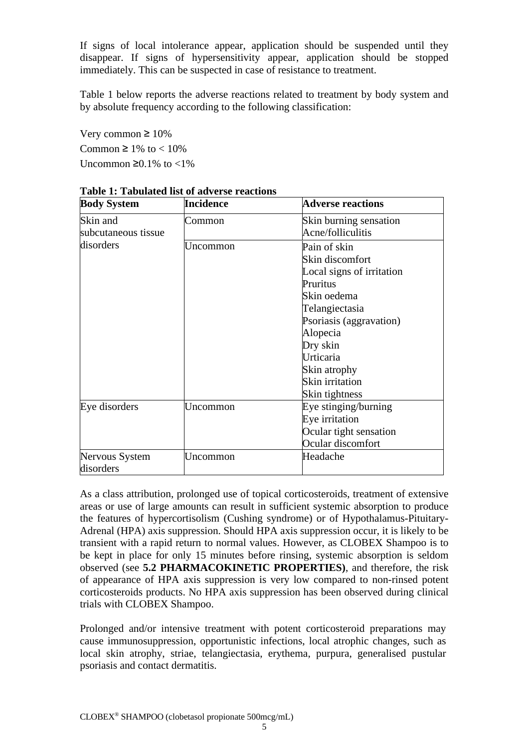If signs of local intolerance appear, application should be suspended until they disappear. If signs of hypersensitivity appear, application should be stopped immediately. This can be suspected in case of resistance to treatment.

Table 1 below reports the adverse reactions related to treatment by body system and by absolute frequency according to the following classification:

Very common ≥ 10%
Common ≥ 1% to < 10%
Uncommon ≥0.1% to <1%

**Table 1: Tabulated list of adverse reactions**

| **Body System** | **Incidence** | **Adverse reactions** |
|---|---|---|
| Skin and subcutaneous tissue disorders | Common | Skin burning sensation<br>Acne/folliculitis |
| | Uncommon | Pain of skin<br>Skin discomfort<br>Local signs of irritation<br>Pruritus<br>Skin oedema<br>Telangiectasia<br>Psoriasis (aggravation)<br>Alopecia<br>Dry skin<br>Urticaria<br>Skin atrophy<br>Skin irritation<br>Skin tightness |
| Eye disorders | Uncommon | Eye stinging/burning<br>Eye irritation<br>Ocular tight sensation<br>Ocular discomfort |
| Nervous System disorders | Uncommon | Headache |

As a class attribution, prolonged use of topical corticosteroids, treatment of extensive areas or use of large amounts can result in sufficient systemic absorption to produce the features of hypercortisolism (Cushing syndrome) or of Hypothalamus-Pituitary-Adrenal (HPA) axis suppression. Should HPA axis suppression occur, it is likely to be transient with a rapid return to normal values. However, as CLOBEX Shampoo is to be kept in place for only 15 minutes before rinsing, systemic absorption is seldom observed (see **5.2 PHARMACOKINETIC PROPERTIES)**, and therefore, the risk of appearance of HPA axis suppression is very low compared to non-rinsed potent corticosteroids products. No HPA axis suppression has been observed during clinical trials with CLOBEX Shampoo.

Prolonged and/or intensive treatment with potent corticosteroid preparations may cause immunosuppression, opportunistic infections, local atrophic changes, such as local skin atrophy, striae, telangiectasia, erythema, purpura, generalised pustular psoriasis and contact dermatitis.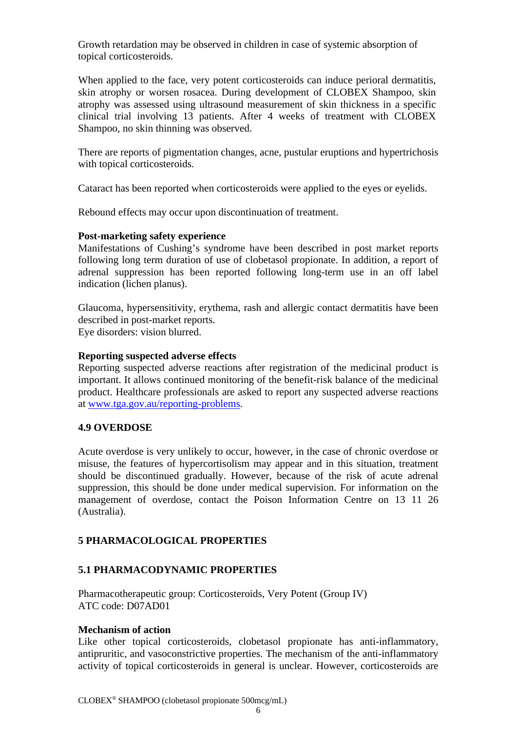Growth retardation may be observed in children in case of systemic absorption of topical corticosteroids.

When applied to the face, very potent corticosteroids can induce perioral dermatitis, skin atrophy or worsen rosacea. During development of CLOBEX Shampoo, skin atrophy was assessed using ultrasound measurement of skin thickness in a specific clinical trial involving 13 patients. After 4 weeks of treatment with CLOBEX Shampoo, no skin thinning was observed.

There are reports of pigmentation changes, acne, pustular eruptions and hypertrichosis with topical corticosteroids.

Cataract has been reported when corticosteroids were applied to the eyes or eyelids.

Rebound effects may occur upon discontinuation of treatment.

**Post-marketing safety experience**
Manifestations of Cushing's syndrome have been described in post market reports following long term duration of use of clobetasol propionate. In addition, a report of adrenal suppression has been reported following long-term use in an off label indication (lichen planus).

Glaucoma, hypersensitivity, erythema, rash and allergic contact dermatitis have been described in post-market reports.
Eye disorders: vision blurred.

**Reporting suspected adverse effects**
Reporting suspected adverse reactions after registration of the medicinal product is important. It allows continued monitoring of the benefit-risk balance of the medicinal product. Healthcare professionals are asked to report any suspected adverse reactions at [www.tga.gov.au/reporting-problems](http://www.tga.gov.au/reporting-problems).

## 4.9 OVERDOSE

Acute overdose is very unlikely to occur, however, in the case of chronic overdose or misuse, the features of hypercortisolism may appear and in this situation, treatment should be discontinued gradually. However, because of the risk of acute adrenal suppression, this should be done under medical supervision. For information on the management of overdose, contact the Poison Information Centre on 13 11 26 (Australia).

# 5 PHARMACOLOGICAL PROPERTIES

## 5.1 PHARMACODYNAMIC PROPERTIES

Pharmacotherapeutic group: Corticosteroids, Very Potent (Group IV)
ATC code: D07AD01

**Mechanism of action**
Like other topical corticosteroids, clobetasol propionate has anti-inflammatory, antipruritic, and vasoconstrictive properties. The mechanism of the anti-inflammatory activity of topical corticosteroids in general is unclear. However, corticosteroids are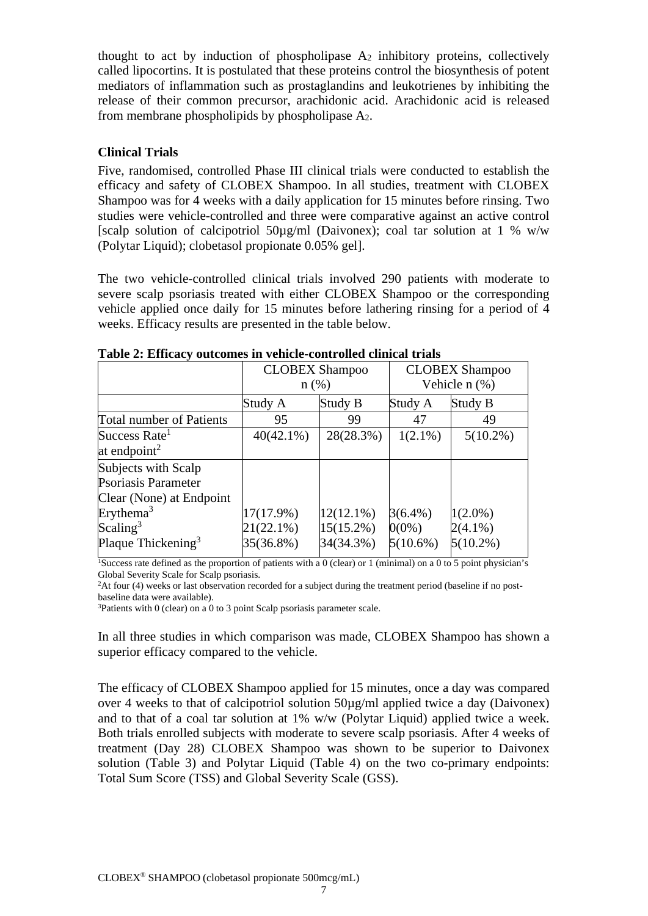thought to act by induction of phospholipase $A_2$ inhibitory proteins, collectively called lipocortins. It is postulated that these proteins control the biosynthesis of potent mediators of inflammation such as prostaglandins and leukotrienes by inhibiting the release of their common precursor, arachidonic acid. Arachidonic acid is released from membrane phospholipids by phospholipase $A_2$.

**Clinical Trials**

Five, randomised, controlled Phase III clinical trials were conducted to establish the efficacy and safety of CLOBEX Shampoo. In all studies, treatment with CLOBEX Shampoo was for 4 weeks with a daily application for 15 minutes before rinsing. Two studies were vehicle-controlled and three were comparative against an active control [scalp solution of calcipotriol 50µg/ml (Daivonex); coal tar solution at 1 % w/w (Polytar Liquid); clobetasol propionate 0.05% gel].

The two vehicle-controlled clinical trials involved 290 patients with moderate to severe scalp psoriasis treated with either CLOBEX Shampoo or the corresponding vehicle applied once daily for 15 minutes before lathering rinsing for a period of 4 weeks. Efficacy results are presented in the table below.

**Table 2: Efficacy outcomes in vehicle-controlled clinical trials**

| | CLOBEX Shampoo n (%) | | CLOBEX Shampoo Vehicle n (%) | |
|---|---|---|---|---|
| | Study A | Study B | Study A | Study B |
| Total number of Patients | 95 | 99 | 47 | 49 |
| Success Rate[1] at endpoint[2] | 40(42.1%) | 28(28.3%) | 1(2.1%) | 5(10.2%) |
| Subjects with Scalp Psoriasis Parameter Clear (None) at Endpoint | | | | |
| Erythema[3] | 17(17.9%) | 12(12.1%) | 3(6.4%) | 1(2.0%) |
| Scaling[3] | 21(22.1%) | 15(15.2%) | 0(0%) | 2(4.1%) |
| Plaque Thickening[3] | 35(36.8%) | 34(34.3%) | 5(10.6%) | 5(10.2%) |

[1]Success rate defined as the proportion of patients with a 0 (clear) or 1 (minimal) on a 0 to 5 point physician's Global Severity Scale for Scalp psoriasis.
[2]At four (4) weeks or last observation recorded for a subject during the treatment period (baseline if no post-baseline data were available).
[3]Patients with 0 (clear) on a 0 to 3 point Scalp psoriasis parameter scale.

In all three studies in which comparison was made, CLOBEX Shampoo has shown a superior efficacy compared to the vehicle.

The efficacy of CLOBEX Shampoo applied for 15 minutes, once a day was compared over 4 weeks to that of calcipotriol solution 50µg/ml applied twice a day (Daivonex) and to that of a coal tar solution at 1% w/w (Polytar Liquid) applied twice a week. Both trials enrolled subjects with moderate to severe scalp psoriasis. After 4 weeks of treatment (Day 28) CLOBEX Shampoo was shown to be superior to Daivonex solution (Table 3) and Polytar Liquid (Table 4) on the two co-primary endpoints: Total Sum Score (TSS) and Global Severity Scale (GSS).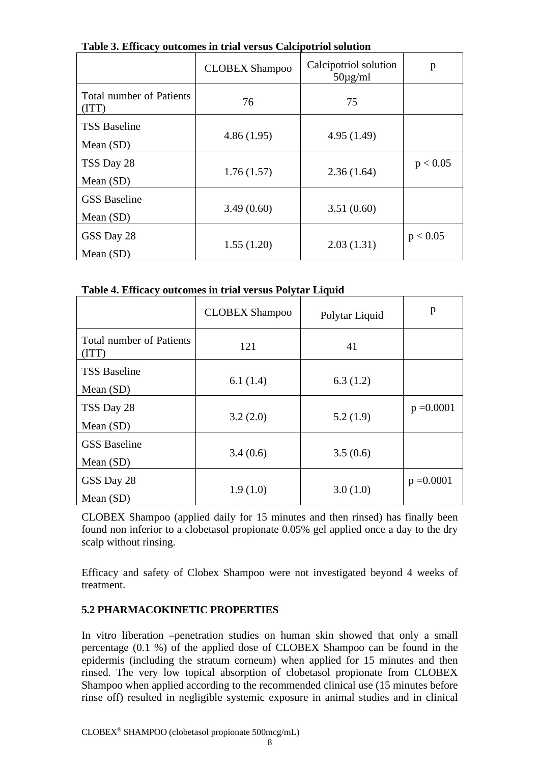**Table 3. Efficacy outcomes in trial versus Calcipotriol solution**

| | CLOBEX Shampoo | Calcipotriol solution 50µg/ml | p |
|---|---|---|---|
| Total number of Patients (ITT) | 76 | 75 | |
| TSS Baseline Mean (SD) | 4.86 (1.95) | 4.95 (1.49) | |
| TSS Day 28 Mean (SD) | 1.76 (1.57) | 2.36 (1.64) | $p < 0.05$ |
| GSS Baseline Mean (SD) | 3.49 (0.60) | 3.51 (0.60) | |
| GSS Day 28 Mean (SD) | 1.55 (1.20) | 2.03 (1.31) | $p < 0.05$ |

**Table 4. Efficacy outcomes in trial versus Polytar Liquid**

| | CLOBEX Shampoo | Polytar Liquid | p |
|---|---|---|---|
| Total number of Patients (ITT) | 121 | 41 | |
| TSS Baseline Mean (SD) | 6.1 (1.4) | 6.3 (1.2) | |
| TSS Day 28 Mean (SD) | 3.2 (2.0) | 5.2 (1.9) | $p = 0.0001$ |
| GSS Baseline Mean (SD) | 3.4 (0.6) | 3.5 (0.6) | |
| GSS Day 28 Mean (SD) | 1.9 (1.0) | 3.0 (1.0) | $p = 0.0001$ |

CLOBEX Shampoo (applied daily for 15 minutes and then rinsed) has finally been found non inferior to a clobetasol propionate 0.05% gel applied once a day to the dry scalp without rinsing.

Efficacy and safety of Clobex Shampoo were not investigated beyond 4 weeks of treatment.

### 5.2 PHARMACOKINETIC PROPERTIES

In vitro liberation –penetration studies on human skin showed that only a small percentage (0.1 %) of the applied dose of CLOBEX Shampoo can be found in the epidermis (including the stratum corneum) when applied for 15 minutes and then rinsed. The very low topical absorption of clobetasol propionate from CLOBEX Shampoo when applied according to the recommended clinical use (15 minutes before rinse off) resulted in negligible systemic exposure in animal studies and in clinical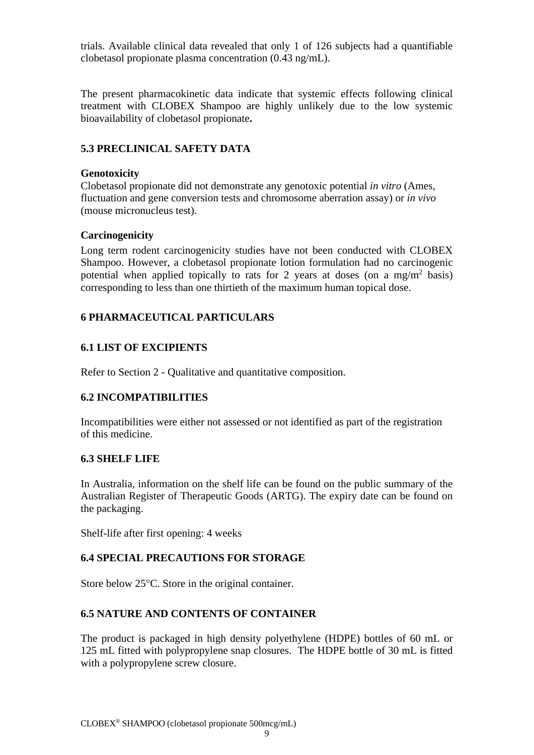trials. Available clinical data revealed that only 1 of 126 subjects had a quantifiable clobetasol propionate plasma concentration (0.43 ng/mL).

The present pharmacokinetic data indicate that systemic effects following clinical treatment with CLOBEX Shampoo are highly unlikely due to the low systemic bioavailability of clobetasol propionate**.**

## 5.3 PRECLINICAL SAFETY DATA

**Genotoxicity**

Clobetasol propionate did not demonstrate any genotoxic potential *in vitro* (Ames, fluctuation and gene conversion tests and chromosome aberration assay) or *in vivo* (mouse micronucleus test).

**Carcinogenicity**

Long term rodent carcinogenicity studies have not been conducted with CLOBEX Shampoo. However, a clobetasol propionate lotion formulation had no carcinogenic potential when applied topically to rats for 2 years at doses (on a $mg/m^2$ basis) corresponding to less than one thirtieth of the maximum human topical dose.

# 6 PHARMACEUTICAL PARTICULARS

## 6.1 LIST OF EXCIPIENTS

Refer to Section 2 - Qualitative and quantitative composition.

## 6.2 INCOMPATIBILITIES

Incompatibilities were either not assessed or not identified as part of the registration of this medicine.

## 6.3 SHELF LIFE

In Australia, information on the shelf life can be found on the public summary of the Australian Register of Therapeutic Goods (ARTG). The expiry date can be found on the packaging.

Shelf-life after first opening: 4 weeks

## 6.4 SPECIAL PRECAUTIONS FOR STORAGE

Store below 25°C. Store in the original container.

## 6.5 NATURE AND CONTENTS OF CONTAINER

The product is packaged in high density polyethylene (HDPE) bottles of 60 mL or 125 mL fitted with polypropylene snap closures. The HDPE bottle of 30 mL is fitted with a polypropylene screw closure.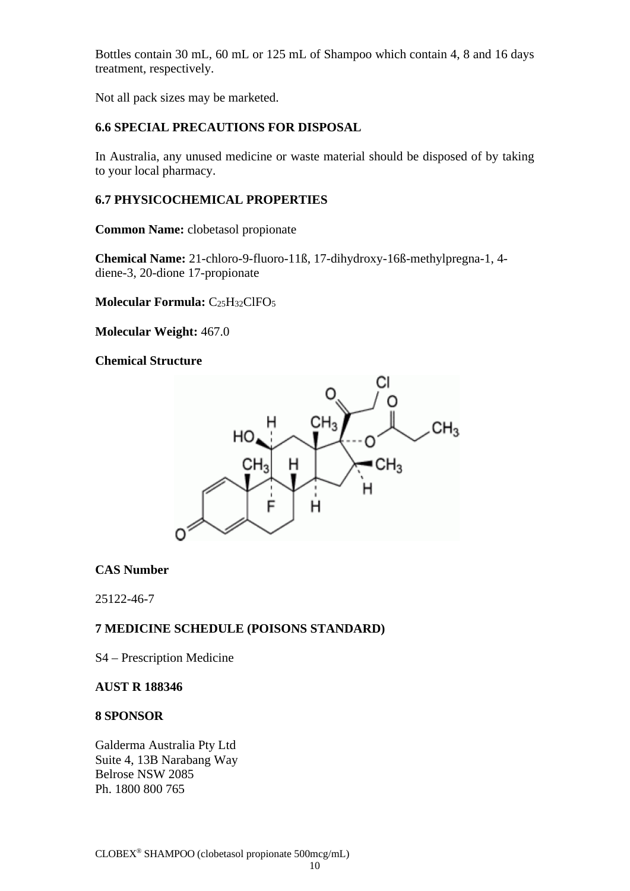Bottles contain 30 mL, 60 mL or 125 mL of Shampoo which contain 4, 8 and 16 days treatment, respectively.

Not all pack sizes may be marketed.

### 6.6 SPECIAL PRECAUTIONS FOR DISPOSAL

In Australia, any unused medicine or waste material should be disposed of by taking to your local pharmacy.

### 6.7 PHYSICOCHEMICAL PROPERTIES

**Common Name:** clobetasol propionate

**Chemical Name:** 21-chloro-9-fluoro-11ß, 17-dihydroxy-16ß-methylpregna-1, 4-diene-3, 20-dione 17-propionate

**Molecular Formula:** $C_{25}H_{32}ClFO_5$

**Molecular Weight:** 467.0

**Chemical Structure**

**CAS Number**

25122-46-7

## 7 MEDICINE SCHEDULE (POISONS STANDARD)

S4 – Prescription Medicine

**AUST R 188346**

## 8 SPONSOR

Galderma Australia Pty Ltd
Suite 4, 13B Narabang Way
Belrose NSW 2085
Ph. 1800 800 765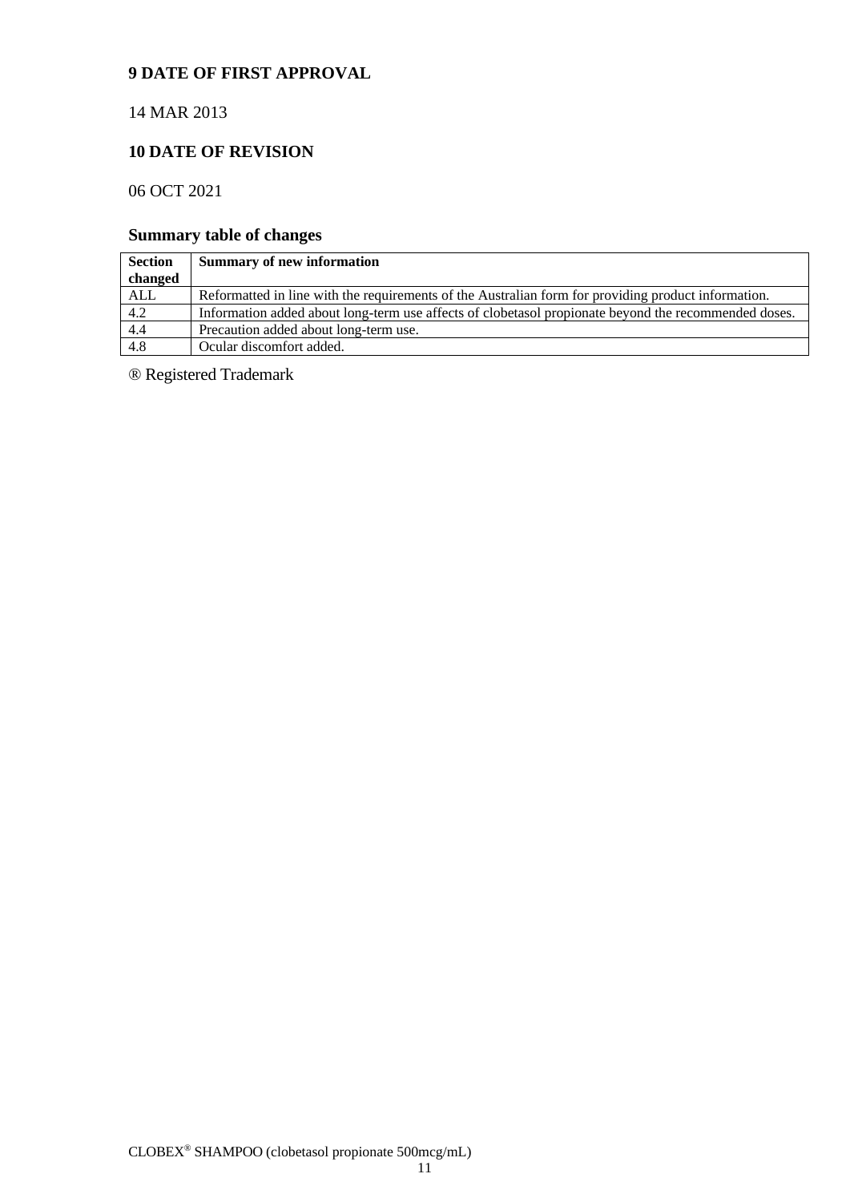## 9 DATE OF FIRST APPROVAL

14 MAR 2013

## 10 DATE OF REVISION

06 OCT 2021

### Summary table of changes

| Section changed | Summary of new information |
|---|---|
| ALL | Reformatted in line with the requirements of the Australian form for providing product information. |
| 4.2 | Information added about long-term use affects of clobetasol propionate beyond the recommended doses. |
| 4.4 | Precaution added about long-term use. |
| 4.8 | Ocular discomfort added. |

® Registered Trademark